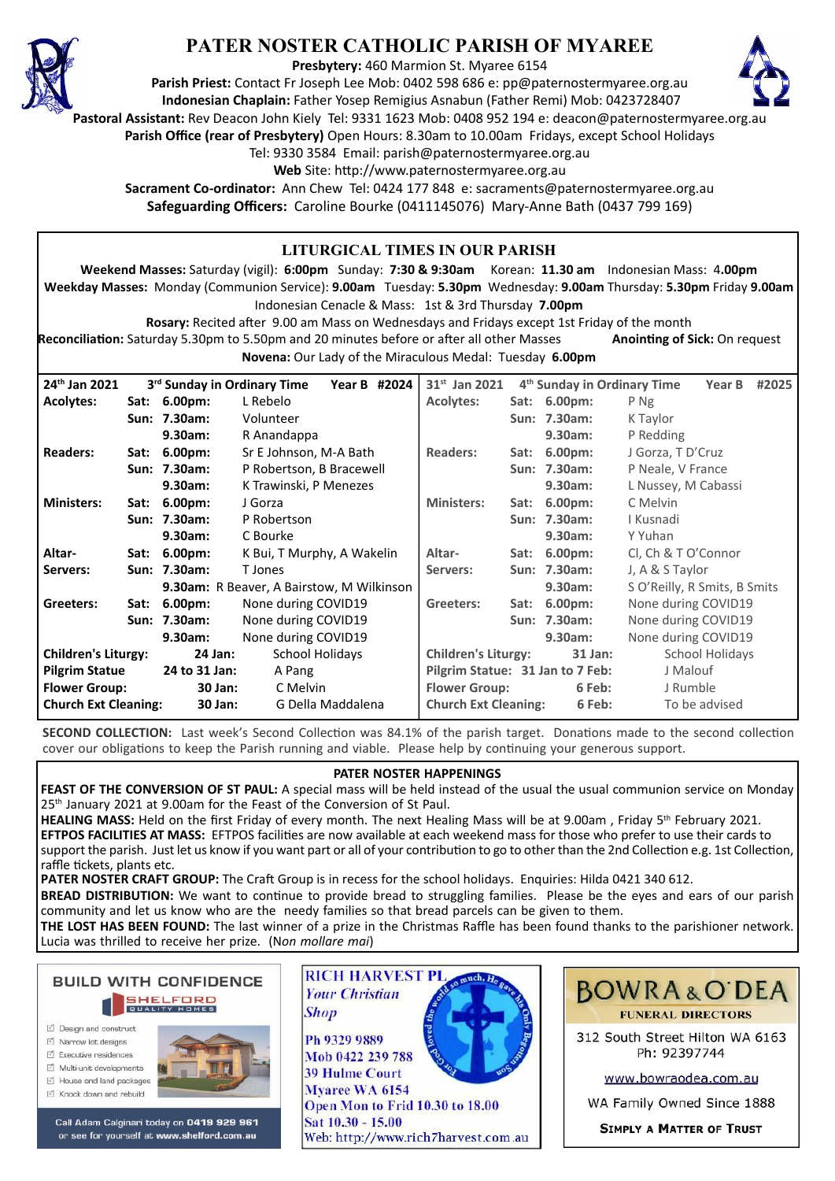# PATER NOSTER CATHOLIC PARISH OF MYAREE

**Presbytery:** 460 Marmion St. Myaree 6154
**Parish Priest:** Contact Fr Joseph Lee Mob: 0402 598 686 e: pp@paternostermyaree.org.au
**Indonesian Chaplain:** Father Yosep Remigius Asnabun (Father Remi) Mob: 0423728407
**Pastoral Assistant:** Rev Deacon John Kiely Tel: 9331 1623 Mob: 0408 952 194 e: deacon@paternostermyaree.org.au
**Parish Office (rear of Presbytery)** Open Hours: 8.30am to 10.00am Fridays, except School Holidays
Tel: 9330 3584 Email: parish@paternostermyaree.org.au
**Web** Site: http://www.paternostermyaree.org.au
**Sacrament Co-ordinator:** Ann Chew Tel: 0424 177 848 e: sacraments@paternostermyaree.org.au
**Safeguarding Officers:** Caroline Bourke (0411145076) Mary-Anne Bath (0437 799 169)

## LITURGICAL TIMES IN OUR PARISH

**Weekend Masses:** Saturday (vigil): **6:00pm** Sunday: **7:30 & 9:30am** Korean: **11.30 am** Indonesian Mass: 4**.00pm**
**Weekday Masses:** Monday (Communion Service): **9.00am** Tuesday: **5.30pm** Wednesday: **9.00am** Thursday: **5.30pm** Friday **9.00am**
Indonesian Cenacle & Mass: 1st & 3rd Thursday **7.00pm**
**Rosary:** Recited after 9.00 am Mass on Wednesdays and Fridays except 1st Friday of the month
**Reconciliation:** Saturday 5.30pm to 5.50pm and 20 minutes before or after all other Masses **Anointing of Sick:** On request
**Novena:** Our Lady of the Miraculous Medal: Tuesday **6.00pm**

| 24th Jan 2021 | | 3rd Sunday in Ordinary Time Year B #2024 | 31st Jan 2021 | | 4th Sunday in Ordinary Time Year B #2025 |
|---|---|---|---|---|---|
| **Acolytes:** | **Sat: 6.00pm:** | L Rebelo | **Acolytes:** | **Sat: 6.00pm:** | P Ng |
| | **Sun: 7.30am:** | Volunteer | | **Sun: 7.30am:** | K Taylor |
| | **9.30am:** | R Anandappa | | **9.30am:** | P Redding |
| **Readers:** | **Sat: 6.00pm:** | Sr E Johnson, M-A Bath | **Readers:** | **Sat: 6.00pm:** | J Gorza, T D'Cruz |
| | **Sun: 7.30am:** | P Robertson, B Bracewell | | **Sun: 7.30am:** | P Neale, V France |
| | **9.30am:** | K Trawinski, P Menezes | | **9.30am:** | L Nussey, M Cabassi |
| **Ministers:** | **Sat: 6.00pm:** | J Gorza | **Ministers:** | **Sat: 6.00pm:** | C Melvin |
| | **Sun: 7.30am:** | P Robertson | | **Sun: 7.30am:** | I Kusnadi |
| | **9.30am:** | C Bourke | | **9.30am:** | Y Yuhan |
| **Altar-Servers:** | **Sat: 6.00pm:** | K Bui, T Murphy, A Wakelin | **Altar-Servers:** | **Sat: 6.00pm:** | Cl, Ch & T O'Connor |
| | **Sun: 7.30am:** | T Jones | | **Sun: 7.30am:** | J, A & S Taylor |
| | **9.30am:** | R Beaver, A Bairstow, M Wilkinson | | **9.30am:** | S O'Reilly, R Smits, B Smits |
| **Greeters:** | **Sat: 6.00pm:** | None during COVID19 | **Greeters:** | **Sat: 6.00pm:** | None during COVID19 |
| | **Sun: 7.30am:** | None during COVID19 | | **Sun: 7.30am:** | None during COVID19 |
| | **9.30am:** | None during COVID19 | | **9.30am:** | None during COVID19 |
| **Children's Liturgy:** | **24 Jan:** | School Holidays | **Children's Liturgy:** | **31 Jan:** | School Holidays |
| **Pilgrim Statue** | **24 to 31 Jan:** | A Pang | **Pilgrim Statue:** | **31 Jan to 7 Feb:** | J Malouf |
| **Flower Group:** | **30 Jan:** | C Melvin | **Flower Group:** | **6 Feb:** | J Rumble |
| **Church Ext Cleaning:** | **30 Jan:** | G Della Maddalena | **Church Ext Cleaning:** | **6 Feb:** | To be advised |

**SECOND COLLECTION:** Last week's Second Collection was 84.1% of the parish target. Donations made to the second collection cover our obligations to keep the Parish running and viable. Please help by continuing your generous support.

## PATER NOSTER HAPPENINGS

**FEAST OF THE CONVERSION OF ST PAUL:** A special mass will be held instead of the usual the usual communion service on Monday 25th January 2021 at 9.00am for the Feast of the Conversion of St Paul.
**HEALING MASS:** Held on the first Friday of every month. The next Healing Mass will be at 9.00am , Friday 5th February 2021.
**EFTPOS FACILITIES AT MASS:** EFTPOS facilities are now available at each weekend mass for those who prefer to use their cards to support the parish. Just let us know if you want part or all of your contribution to go to other than the 2nd Collection e.g. 1st Collection, raffle tickets, plants etc.
**PATER NOSTER CRAFT GROUP:** The Craft Group is in recess for the school holidays. Enquiries: Hilda 0421 340 612.
**BREAD DISTRIBUTION:** We want to continue to provide bread to struggling families. Please be the eyes and ears of our parish community and let us know who are the needy families so that bread parcels can be given to them.
**THE LOST HAS BEEN FOUND:** The last winner of a prize in the Christmas Raffle has been found thanks to the parishioner network. Lucia was thrilled to receive her prize. (N*on mollare mai*)

**BUILD WITH CONFIDENCE**
SHELFORD QUALITY HOMES
- Design and construct
- Narrow lot designs
- Executive residences
- Multi-unit developments
- House and land packages
- Knock down and rebuild

Call Adam Calginari today on 0419 929 961 or see for yourself at www.shelford.com.au

**RICH HARVEST PL**
*Your Christian Shop*
For God so loved the world so much, He gave his Only Begotten Son
Ph 9329 9889
Mob 0422 239 788
39 Hulme Court
Myaree WA 6154
Open Mon to Frid 10.30 to 18.00
Sat 10.30 - 15.00
Web: http://www.rich7harvest.com.au

**BOWRA & O'DEA**
FUNERAL DIRECTORS
312 South Street Hilton WA 6163
Ph: 92397744
www.bowraodea.com.au
WA Family Owned Since 1888
SIMPLY A MATTER OF TRUST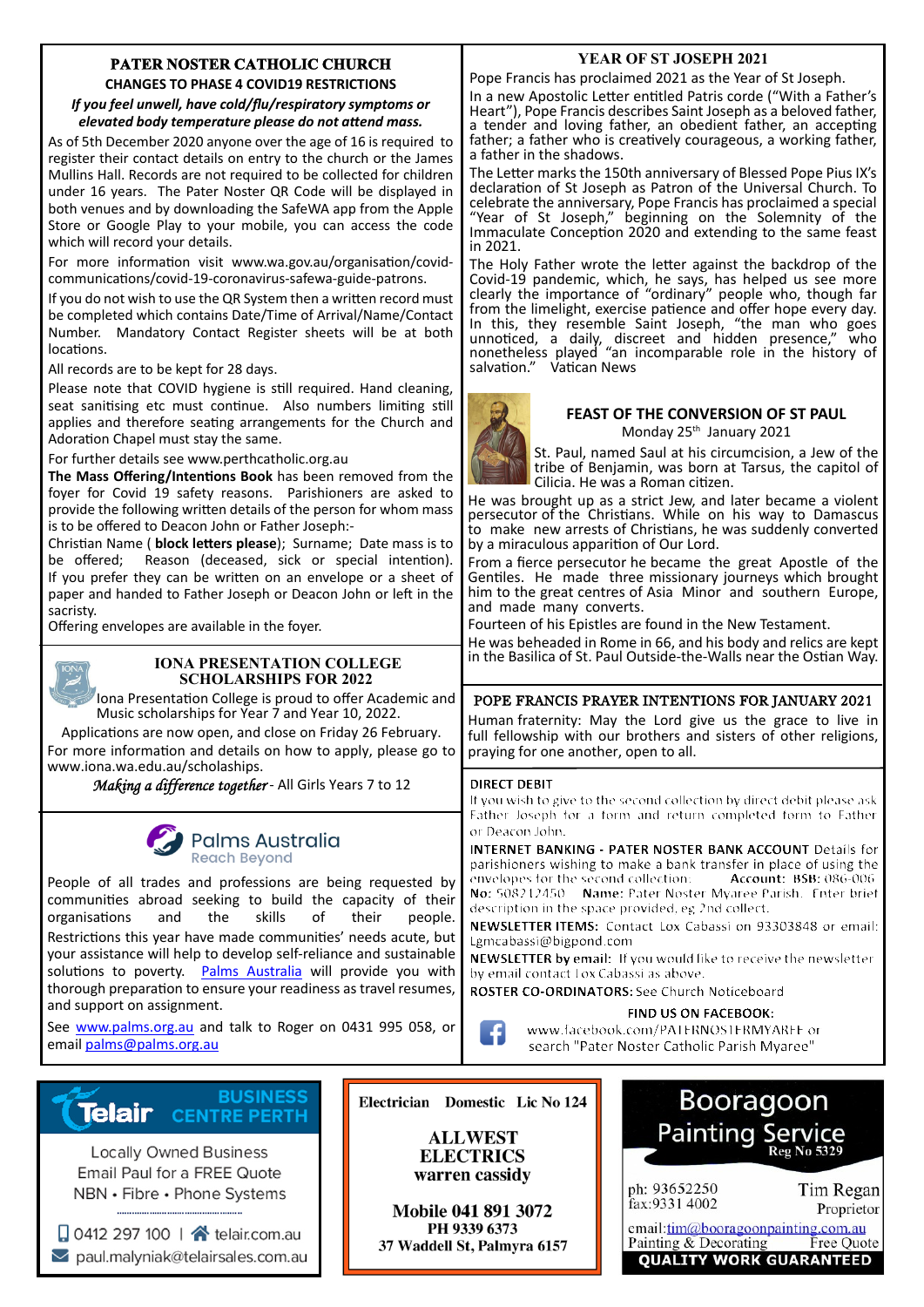## PATER NOSTER CATHOLIC CHURCH

### CHANGES TO PHASE 4 COVID19 RESTRICTIONS

***If you feel unwell, have cold/flu/respiratory symptoms or elevated body temperature please do not attend mass.***

As of 5th December 2020 anyone over the age of 16 is required to register their contact details on entry to the church or the James Mullins Hall. Records are not required to be collected for children under 16 years. The Pater Noster QR Code will be displayed in both venues and by downloading the SafeWA app from the Apple Store or Google Play to your mobile, you can access the code which will record your details.

For more information visit www.wa.gov.au/organisation/covid-communications/covid-19-coronavirus-safewa-guide-patrons.

If you do not wish to use the QR System then a written record must be completed which contains Date/Time of Arrival/Name/Contact Number. Mandatory Contact Register sheets will be at both locations.

All records are to be kept for 28 days.

Please note that COVID hygiene is still required. Hand cleaning, seat sanitising etc must continue. Also numbers limiting still applies and therefore seating arrangements for the Church and Adoration Chapel must stay the same.

For further details see www.perthcatholic.org.au

**The Mass Offering/Intentions Book** has been removed from the foyer for Covid 19 safety reasons. Parishioners are asked to provide the following written details of the person for whom mass is to be offered to Deacon John or Father Joseph:-

Christian Name ( **block letters please**); Surname; Date mass is to be offered; Reason (deceased, sick or special intention). If you prefer they can be written on an envelope or a sheet of paper and handed to Father Joseph or Deacon John or left in the sacristy.

Offering envelopes are available in the foyer.

## IONA PRESENTATION COLLEGE SCHOLARSHIPS FOR 2022

Iona Presentation College is proud to offer Academic and Music scholarships for Year 7 and Year 10, 2022.

Applications are now open, and close on Friday 26 February.

For more information and details on how to apply, please go to www.iona.wa.edu.au/scholaships.

*Making a difference together* - All Girls Years 7 to 12

## Palms Australia

Reach Beyond

People of all trades and professions are being requested by communities abroad seeking to build the capacity of their organisations and the skills of their people. Restrictions this year have made communities' needs acute, but your assistance will help to develop self-reliance and sustainable solutions to poverty. Palms Australia will provide you with thorough preparation to ensure your readiness as travel resumes, and support on assignment.

See www.palms.org.au and talk to Roger on 0431 995 058, or email palms@palms.org.au

## YEAR OF ST JOSEPH 2021

Pope Francis has proclaimed 2021 as the Year of St Joseph.

In a new Apostolic Letter entitled Patris corde ("With a Father's Heart"), Pope Francis describes Saint Joseph as a beloved father, a tender and loving father, an obedient father, an accepting father; a father who is creatively courageous, a working father, a father in the shadows.

The Letter marks the 150th anniversary of Blessed Pope Pius IX's declaration of St Joseph as Patron of the Universal Church. To celebrate the anniversary, Pope Francis has proclaimed a special "Year of St Joseph," beginning on the Solemnity of the Immaculate Conception 2020 and extending to the same feast in 2021.

The Holy Father wrote the letter against the backdrop of the Covid-19 pandemic, which, he says, has helped us see more clearly the importance of "ordinary" people who, though far from the limelight, exercise patience and offer hope every day. In this, they resemble Saint Joseph, "the man who goes unnoticed, a daily, discreet and hidden presence," who nonetheless played "an incomparable role in the history of salvation." Vatican News

## FEAST OF THE CONVERSION OF ST PAUL

Monday 25th January 2021

St. Paul, named Saul at his circumcision, a Jew of the tribe of Benjamin, was born at Tarsus, the capitol of Cilicia. He was a Roman citizen.

He was brought up as a strict Jew, and later became a violent persecutor of the Christians. While on his way to Damascus to make new arrests of Christians, he was suddenly converted by a miraculous apparition of Our Lord.

From a fierce persecutor he became the great Apostle of the Gentiles. He made three missionary journeys which brought him to the great centres of Asia Minor and southern Europe, and made many converts.

Fourteen of his Epistles are found in the New Testament.

He was beheaded in Rome in 66, and his body and relics are kept in the Basilica of St. Paul Outside-the-Walls near the Ostian Way.

## POPE FRANCIS PRAYER INTENTIONS FOR JANUARY 2021

Human fraternity: May the Lord give us the grace to live in full fellowship with our brothers and sisters of other religions, praying for one another, open to all.

**DIRECT DEBIT**

If you wish to give to the second collection by direct debit please ask Father Joseph for a form and return completed form to Father or Deacon John.

**INTERNET BANKING - PATER NOSTER BANK ACCOUNT** Details for parishioners wishing to make a bank transfer in place of using the envelopes for the second collection. **Account: BSB:** 086-006 **No:** 508212450 **Name:** Pater Noster Myaree Parish. Enter brief description in the space provided, eg 2nd collect.

**NEWSLETTER ITEMS:** Contact Lox Cabassi on 93303848 or email: Lgmcabassi@bigpond.com

**NEWSLETTER by email:** If you would like to receive the newsletter by email contact Lox Cabassi as above.

**ROSTER CO-ORDINATORS:** See Church Noticeboard

**FIND US ON FACEBOOK:**

www.facebook.com/PATERNOSTERMYAREE or search "Pater Noster Catholic Parish Myaree"

---

**Telair BUSINESS CENTRE PERTH**

Locally Owned Business
Email Paul for a FREE Quote
NBN • Fibre • Phone Systems

0412 297 100 | telair.com.au
paul.malyniak@telairsales.com.au

---

**Electrician Domestic Lic No 124**

**ALLWEST ELECTRICS**
**warren cassidy**

**Mobile 041 891 3072**
**PH 9339 6373**
**37 Waddell St, Palmyra 6157**

---

**Booragoon Painting Service**
**Reg No 5329**

ph: 93652250
fax:9331 4002
Tim Regan
Proprietor
email:tim@booragoonpainting.com.au
Painting & Decorating Free Quote
**QUALITY WORK GUARANTEED**